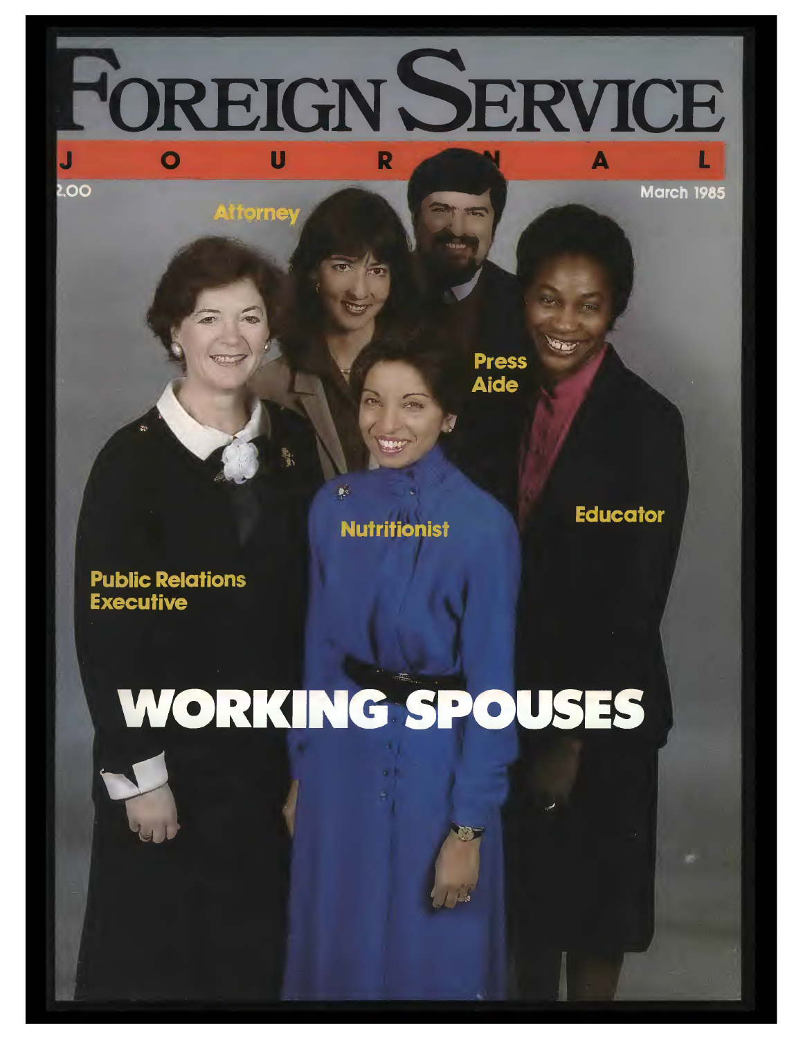# FOREIGN SERVICE JOURNAL

$2.00

March 1985

Attorney

Press Aide

Educator

Nutritionist

Public Relations Executive

# WORKING SPOUSES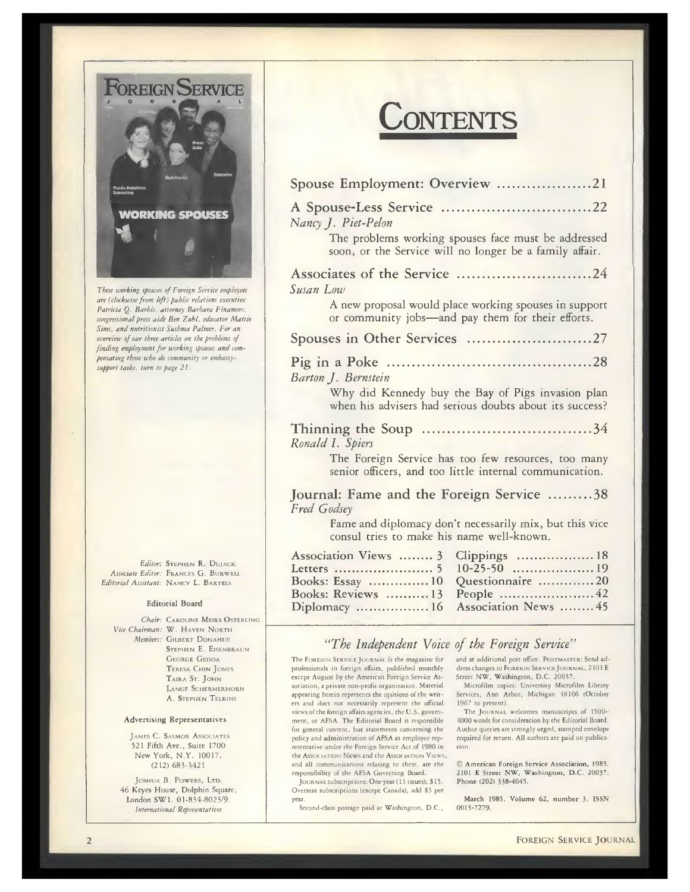# Contents

**Spouse Employment: Overview** .................. 21

**A Spouse-Less Service** ............................. 22
*Nancy J. Piet-Pelon*

The problems working spouses face must be addressed soon, or the Service will no longer be a family affair.

**Associates of the Service** .......................... 24
*Susan Low*

A new proposal would place working spouses in support or community jobs—and pay them for their efforts.

**Spouses in Other Services** ......................... 27

**Pig in a Poke** ......................................... 28
*Barton J. Bernstein*

Why did Kennedy buy the Bay of Pigs invasion plan when his advisers had serious doubts about its success?

**Thinning the Soup** .................................. 34
*Ronald I. Spiers*

The Foreign Service has too few resources, too many senior officers, and too little internal communication.

**Journal: Fame and the Foreign Service** ......... 38
*Fred Godsey*

Fame and diplomacy don't necessarily mix, but this vice consul tries to make his name well-known.

| | |
|---|---|
| Association Views ........ 3 | Clippings .................. 18 |
| Letters ...................... 5 | 10-25-50 .................. 19 |
| Books: Essay ............. 10 | Questionnaire ............ 20 |
| Books: Reviews .......... 13 | People ...................... 42 |
| Diplomacy ................ 16 | Association News ........ 45 |

*These working spouses of Foreign Service employees are (clockwise from left) public relations executive Patricia Q. Barbis, attorney Barbara Finamore, congressional press aide Ben Zuhl, educator Mattie Sims, and nutritionist Sushma Palmer. For an overview of our three articles on the problems of finding employment for working spouses and compensating those who do community or embassy-support tasks, turn to page 21.*

*Editor:* Stephen R. Dujack
*Associate Editor:* Frances G. Burwell
*Editorial Assistant:* Nancy L. Bartels

### Editorial Board

*Chair:* Caroline Meirs Osterling
*Vice Chairman:* W. Haven North
*Members:* Gilbert Donahue, Stephen E. Eisenbraun, George Gedda, Teresa Chin Jones, Taira St. John, Lange Schermerhorn, A. Stephen Telkins

### Advertising Representatives

James C. Sasmor Associates
521 Fifth Ave., Suite 1700
New York, N.Y. 10017.
(212) 683-3421

Joshua B. Powers, Ltd.
46 Keyes House, Dolphin Square,
London SW1. 01-834-8023/9.
*International Representatives*

## *"The Independent Voice of the Foreign Service"*

The Foreign Service Journal is the magazine for professionals in foreign affairs, published monthly except August by the American Foreign Service Association, a private non-profit organization. Material appearing herein represents the opinions of the writers and does not necessarily represent the official views of the foreign affairs agencies, the U.S. government, or AFSA. The Editorial Board is responsible for general content, but statements concerning the policy and administration of AFSA as employee representative under the Foreign Service Act of 1980 in the Association News and the Association Views, and all communications relating to these, are the responsibility of the AFSA Governing Board.

Journal subscriptions: One year (11 issues), $15. Overseas subscriptions (except Canada), add $3 per year.

Second-class postage paid at Washington, D.C., and at additional post office. Postmaster: Send address changes to Foreign Service Journal, 2101 E Street NW, Washington, D.C. 20037.

Microfilm copies: University Microfilm Library Services, Ann Arbor, Michigan 48106 (October 1967 to present).

The Journal welcomes manuscripts of 1500–4000 words for consideration by the Editorial Board. Author queries are strongly urged, stamped envelope required for return. All authors are paid on publication.

© American Foreign Service Association, 1985. 2101 E Street NW, Washington, D.C. 20037. Phone (202) 338-4045.

March 1985. Volume 62, number 3. ISSN 0015-7279.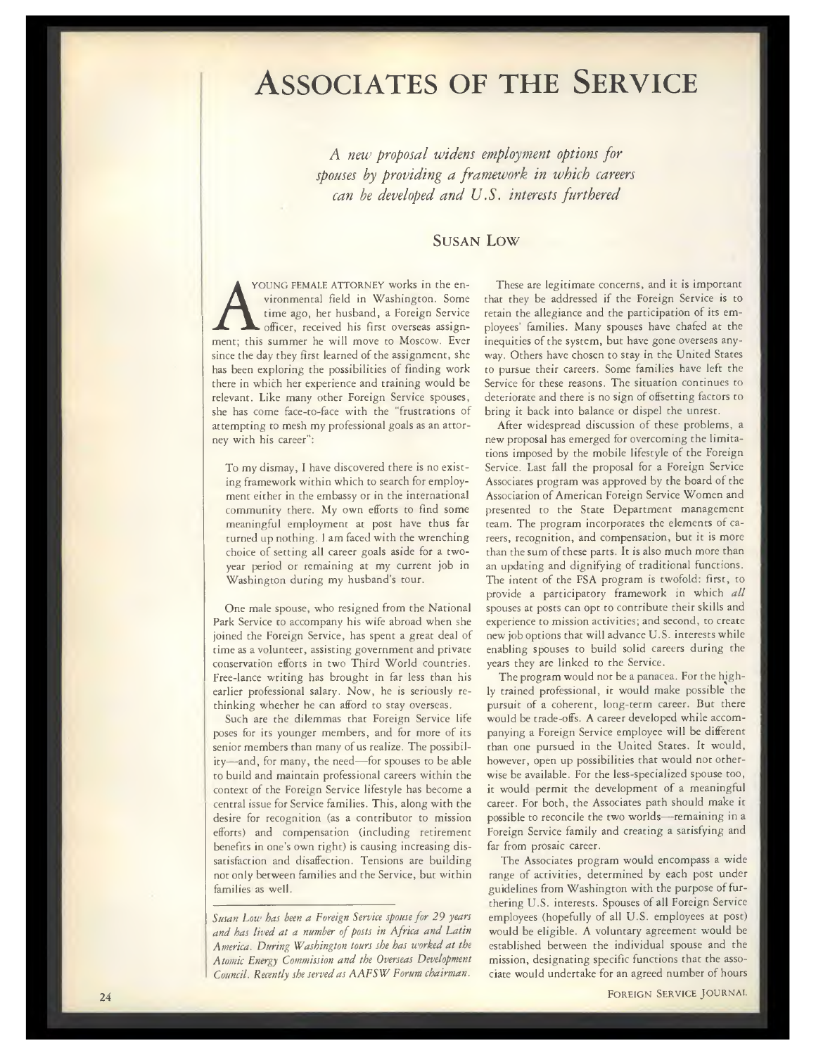# Associates of the Service

*A new proposal widens employment options for spouses by providing a framework in which careers can be developed and U.S. interests furthered*

## Susan Low

A YOUNG FEMALE ATTORNEY works in the environmental field in Washington. Some time ago, her husband, a Foreign Service officer, received his first overseas assignment; this summer he will move to Moscow. Ever since the day they first learned of the assignment, she has been exploring the possibilities of finding work there in which her experience and training would be relevant. Like many other Foreign Service spouses, she has come face-to-face with the "frustrations of attempting to mesh my professional goals as an attorney with his career":

> To my dismay, I have discovered there is no existing framework within which to search for employment either in the embassy or in the international community there. My own efforts to find some meaningful employment at post have thus far turned up nothing. I am faced with the wrenching choice of setting all career goals aside for a two-year period or remaining at my current job in Washington during my husband's tour.

One male spouse, who resigned from the National Park Service to accompany his wife abroad when she joined the Foreign Service, has spent a great deal of time as a volunteer, assisting government and private conservation efforts in two Third World countries. Free-lance writing has brought in far less than his earlier professional salary. Now, he is seriously rethinking whether he can afford to stay overseas.

Such are the dilemmas that Foreign Service life poses for its younger members, and for more of its senior members than many of us realize. The possibility—and, for many, the need—for spouses to be able to build and maintain professional careers within the context of the Foreign Service lifestyle has become a central issue for Service families. This, along with the desire for recognition (as a contributor to mission efforts) and compensation (including retirement benefits in one's own right) is causing increasing dissatisfaction and disaffection. Tensions are building not only between families and the Service, but within families as well.

*Susan Low has been a Foreign Service spouse for 29 years and has lived at a number of posts in Africa and Latin America. During Washington tours she has worked at the Atomic Energy Commission and the Overseas Development Council. Recently she served as AAFSW Forum chairman.*

These are legitimate concerns, and it is important that they be addressed if the Foreign Service is to retain the allegiance and the participation of its employees' families. Many spouses have chafed at the inequities of the system, but have gone overseas anyway. Others have chosen to stay in the United States to pursue their careers. Some families have left the Service for these reasons. The situation continues to deteriorate and there is no sign of offsetting factors to bring it back into balance or dispel the unrest.

After widespread discussion of these problems, a new proposal has emerged for overcoming the limitations imposed by the mobile lifestyle of the Foreign Service. Last fall the proposal for a Foreign Service Associates program was approved by the board of the Association of American Foreign Service Women and presented to the State Department management team. The program incorporates the elements of careers, recognition, and compensation, but it is more than the sum of these parts. It is also much more than an updating and dignifying of traditional functions. The intent of the FSA program is twofold: first, to provide a participatory framework in which *all* spouses at posts can opt to contribute their skills and experience to mission activities; and second, to create new job options that will advance U.S. interests while enabling spouses to build solid careers during the years they are linked to the Service.

The program would not be a panacea. For the highly trained professional, it would make possible the pursuit of a coherent, long-term career. But there would be trade-offs. A career developed while accompanying a Foreign Service employee will be different than one pursued in the United States. It would, however, open up possibilities that would not otherwise be available. For the less-specialized spouse too, it would permit the development of a meaningful career. For both, the Associates path should make it possible to reconcile the two worlds—remaining in a Foreign Service family and creating a satisfying and far from prosaic career.

The Associates program would encompass a wide range of activities, determined by each post under guidelines from Washington with the purpose of furthering U.S. interests. Spouses of all Foreign Service employees (hopefully of all U.S. employees at post) would be eligible. A voluntary agreement would be established between the individual spouse and the mission, designating specific functions that the associate would undertake for an agreed number of hours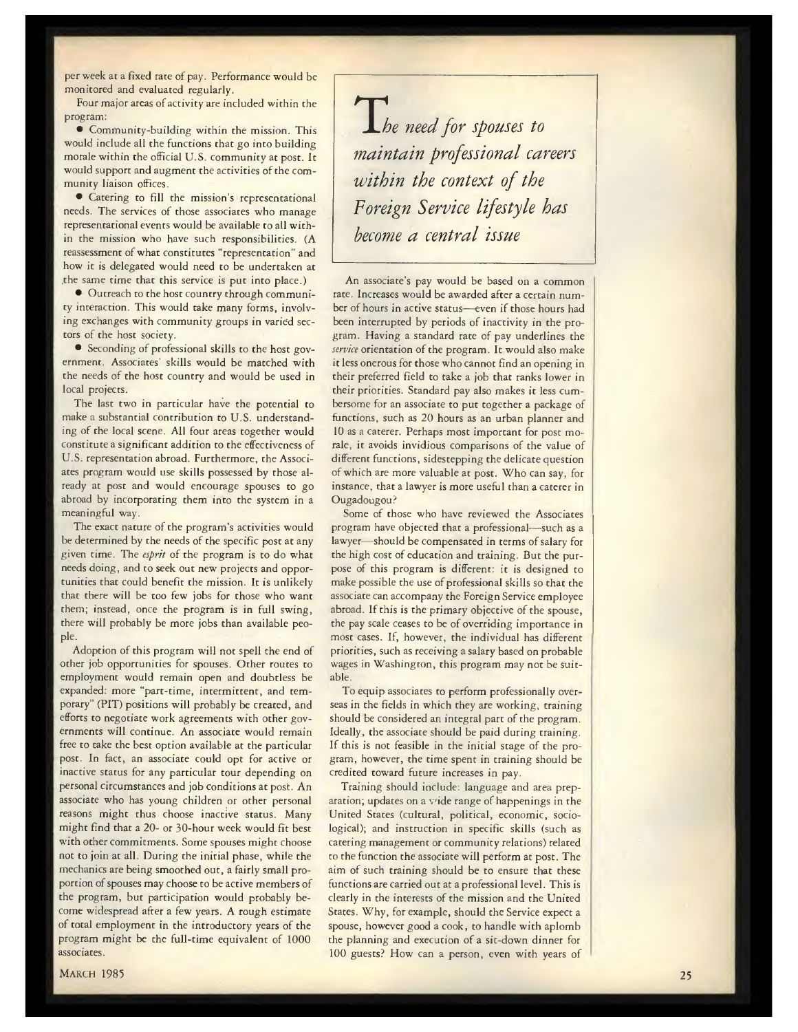per week at a fixed rate of pay. Performance would be monitored and evaluated regularly.

Four major areas of activity are included within the program:

- Community-building within the mission. This would include all the functions that go into building morale within the official U.S. community at post. It would support and augment the activities of the community liaison offices.
- Catering to fill the mission's representational needs. The services of those associates who manage representational events would be available to all within the mission who have such responsibilities. (A reassessment of what constitutes "representation" and how it is delegated would need to be undertaken at the same time that this service is put into place.)
- Outreach to the host country through community interaction. This would take many forms, involving exchanges with community groups in varied sectors of the host society.
- Seconding of professional skills to the host government. Associates' skills would be matched with the needs of the host country and would be used in local projects.

The last two in particular have the potential to make a substantial contribution to U.S. understanding of the local scene. All four areas together would constitute a significant addition to the effectiveness of U.S. representation abroad. Furthermore, the Associates program would use skills possessed by those already at post and would encourage spouses to go abroad by incorporating them into the system in a meaningful way.

The exact nature of the program's activities would be determined by the needs of the specific post at any given time. The *esprit* of the program is to do what needs doing, and to seek out new projects and opportunities that could benefit the mission. It is unlikely that there will be too few jobs for those who want them; instead, once the program is in full swing, there will probably be more jobs than available people.

Adoption of this program will not spell the end of other job opportunities for spouses. Other routes to employment would remain open and doubtless be expanded: more "part-time, intermittent, and temporary" (PIT) positions will probably be created, and efforts to negotiate work agreements with other governments will continue. An associate would remain free to take the best option available at the particular post. In fact, an associate could opt for active or inactive status for any particular tour depending on personal circumstances and job conditions at post. An associate who has young children or other personal reasons might thus choose inactive status. Many might find that a 20- or 30-hour week would fit best with other commitments. Some spouses might choose not to join at all. During the initial phase, while the mechanics are being smoothed out, a fairly small proportion of spouses may choose to be active members of the program, but participation would probably become widespread after a few years. A rough estimate of total employment in the introductory years of the program might be the full-time equivalent of 1000 associates.

> *The need for spouses to maintain professional careers within the context of the Foreign Service lifestyle has become a central issue*

An associate's pay would be based on a common rate. Increases would be awarded after a certain number of hours in active status—even if those hours had been interrupted by periods of inactivity in the program. Having a standard rate of pay underlines the *service* orientation of the program. It would also make it less onerous for those who cannot find an opening in their preferred field to take a job that ranks lower in their priorities. Standard pay also makes it less cumbersome for an associate to put together a package of functions, such as 20 hours as an urban planner and 10 as a caterer. Perhaps most important for post morale, it avoids invidious comparisons of the value of different functions, sidestepping the delicate question of which are more valuable at post. Who can say, for instance, that a lawyer is more useful than a caterer in Ougadougou?

Some of those who have reviewed the Associates program have objected that a professional—such as a lawyer—should be compensated in terms of salary for the high cost of education and training. But the purpose of this program is different: it is designed to make possible the use of professional skills so that the associate can accompany the Foreign Service employee abroad. If this is the primary objective of the spouse, the pay scale ceases to be of overriding importance in most cases. If, however, the individual has different priorities, such as receiving a salary based on probable wages in Washington, this program may not be suitable.

To equip associates to perform professionally overseas in the fields in which they are working, training should be considered an integral part of the program. Ideally, the associate should be paid during training. If this is not feasible in the initial stage of the program, however, the time spent in training should be credited toward future increases in pay.

Training should include: language and area preparation; updates on a wide range of happenings in the United States (cultural, political, economic, sociological); and instruction in specific skills (such as catering management or community relations) related to the function the associate will perform at post. The aim of such training should be to ensure that these functions are carried out at a professional level. This is clearly in the interests of the mission and the United States. Why, for example, should the Service expect a spouse, however good a cook, to handle with aplomb the planning and execution of a sit-down dinner for 100 guests? How can a person, even with years of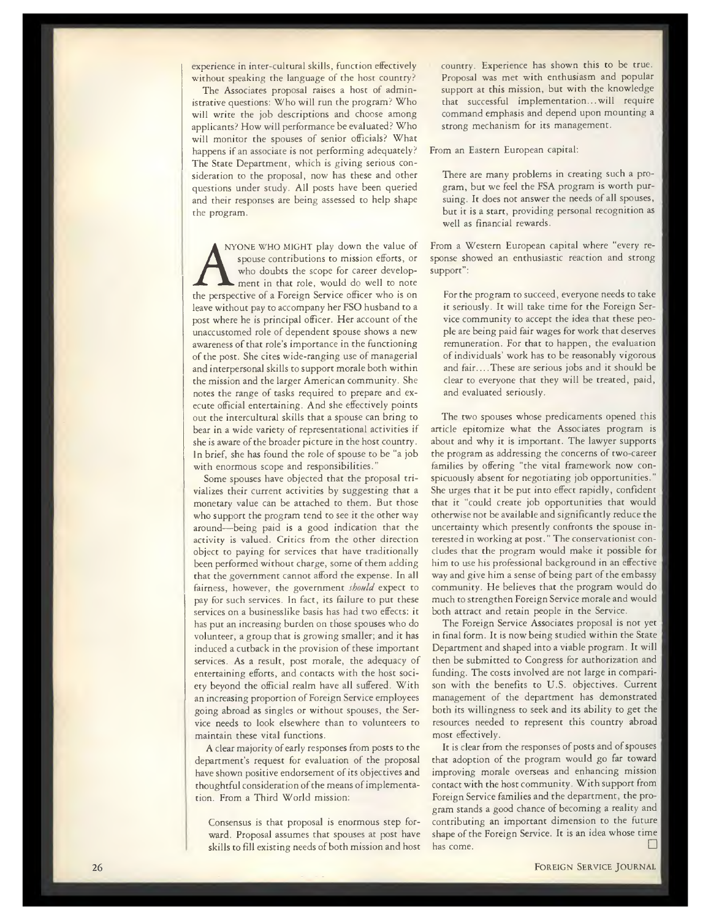experience in inter-cultural skills, function effectively without speaking the language of the host country?

The Associates proposal raises a host of administrative questions: Who will run the program? Who will write the job descriptions and choose among applicants? How will performance be evaluated? Who will monitor the spouses of senior officials? What happens if an associate is not performing adequately? The State Department, which is giving serious consideration to the proposal, now has these and other questions under study. All posts have been queried and their responses are being assessed to help shape the program.

ANYONE WHO MIGHT play down the value of spouse contributions to mission efforts, or who doubts the scope for career development in that role, would do well to note the perspective of a Foreign Service officer who is on leave without pay to accompany her FSO husband to a post where he is principal officer. Her account of the unaccustomed role of dependent spouse shows a new awareness of that role's importance in the functioning of the post. She cites wide-ranging use of managerial and interpersonal skills to support morale both within the mission and the larger American community. She notes the range of tasks required to prepare and execute official entertaining. And she effectively points out the intercultural skills that a spouse can bring to bear in a wide variety of representational activities if she is aware of the broader picture in the host country. In brief, she has found the role of spouse to be "a job with enormous scope and responsibilities."

Some spouses have objected that the proposal trivializes their current activities by suggesting that a monetary value can be attached to them. But those who support the program tend to see it the other way around—being paid is a good indication that the activity is valued. Critics from the other direction object to paying for services that have traditionally been performed without charge, some of them adding that the government cannot afford the expense. In all fairness, however, the government *should* expect to pay for such services. In fact, its failure to put these services on a businesslike basis has had two effects: it has put an increasing burden on those spouses who do volunteer, a group that is growing smaller; and it has induced a cutback in the provision of these important services. As a result, post morale, the adequacy of entertaining efforts, and contacts with the host society beyond the official realm have all suffered. With an increasing proportion of Foreign Service employees going abroad as singles or without spouses, the Service needs to look elsewhere than to volunteers to maintain these vital functions.

A clear majority of early responses from posts to the department's request for evaluation of the proposal have shown positive endorsement of its objectives and thoughtful consideration of the means of implementation. From a Third World mission:

> Consensus is that proposal is enormous step forward. Proposal assumes that spouses at post have skills to fill existing needs of both mission and host country. Experience has shown this to be true. Proposal was met with enthusiasm and popular support at this mission, but with the knowledge that successful implementation...will require command emphasis and depend upon mounting a strong mechanism for its management.

From an Eastern European capital:

> There are many problems in creating such a program, but we feel the FSA program is worth pursuing. It does not answer the needs of all spouses, but it is a start, providing personal recognition as well as financial rewards.

From a Western European capital where "every response showed an enthusiastic reaction and strong support":

> For the program to succeed, everyone needs to take it seriously. It will take time for the Foreign Service community to accept the idea that these people are being paid fair wages for work that deserves remuneration. For that to happen, the evaluation of individuals' work has to be reasonably vigorous and fair....These are serious jobs and it should be clear to everyone that they will be treated, paid, and evaluated seriously.

The two spouses whose predicaments opened this article epitomize what the Associates program is about and why it is important. The lawyer supports the program as addressing the concerns of two-career families by offering "the vital framework now conspicuously absent for negotiating job opportunities." She urges that it be put into effect rapidly, confident that it "could create job opportunities that would otherwise not be available and significantly reduce the uncertainty which presently confronts the spouse interested in working at post." The conservationist concludes that the program would make it possible for him to use his professional background in an effective way and give him a sense of being part of the embassy community. He believes that the program would do much to strengthen Foreign Service morale and would both attract and retain people in the Service.

The Foreign Service Associates proposal is not yet in final form. It is now being studied within the State Department and shaped into a viable program. It will then be submitted to Congress for authorization and funding. The costs involved are not large in comparison with the benefits to U.S. objectives. Current management of the department has demonstrated both its willingness to seek and its ability to get the resources needed to represent this country abroad most effectively.

It is clear from the responses of posts and of spouses that adoption of the program would go far toward improving morale overseas and enhancing mission contact with the host community. With support from Foreign Service families and the department, the program stands a good chance of becoming a reality and contributing an important dimension to the future shape of the Foreign Service. It is an idea whose time has come. □